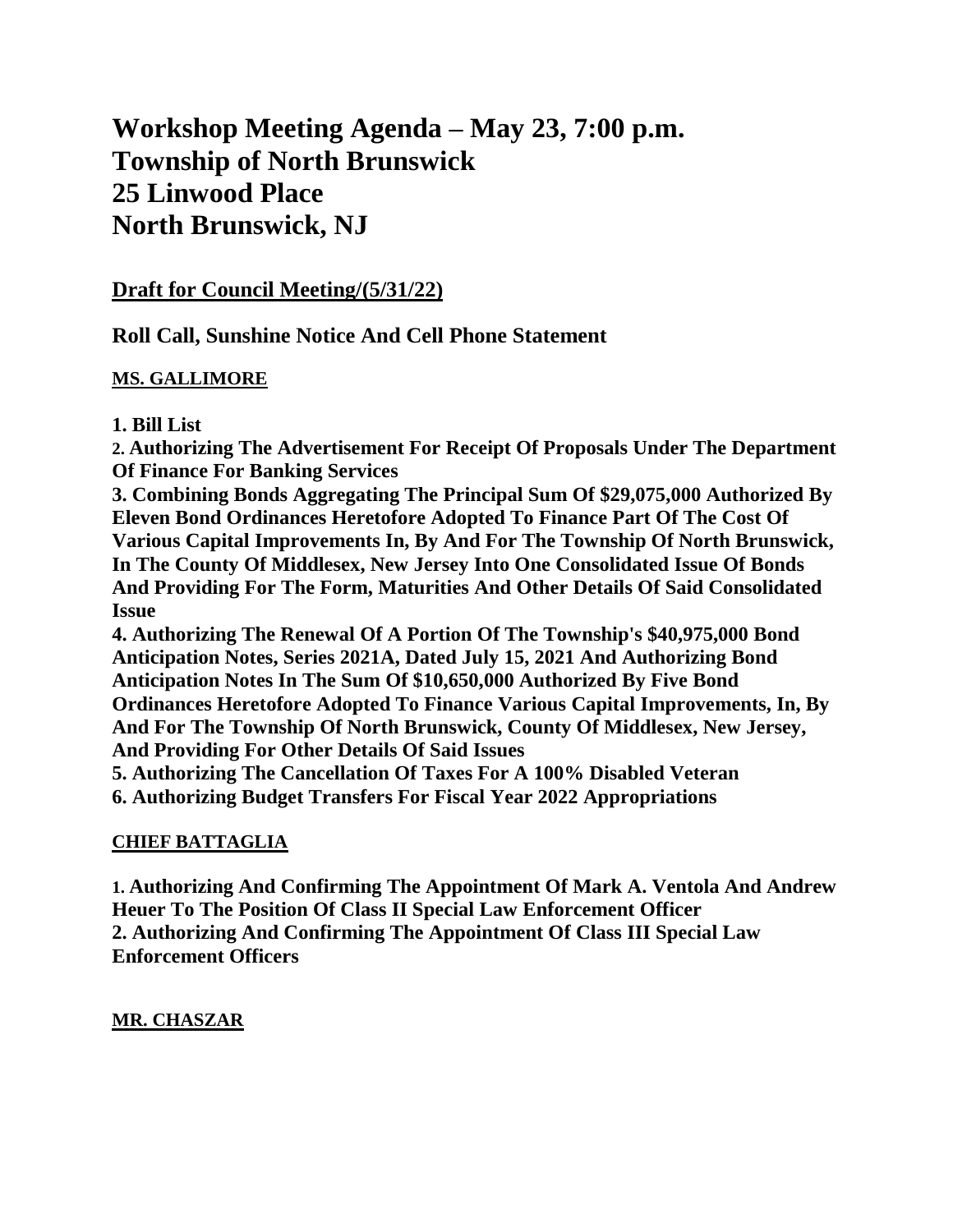# Workshop Meeting Agenda – May 23, 7:00 p.m.
# Township of North Brunswick
# 25 Linwood Place
# North Brunswick, NJ

## Draft for Council Meeting/(5/31/22)

## Roll Call, Sunshine Notice And Cell Phone Statement

### MS. GALLIMORE

**1. Bill List**
**2. Authorizing The Advertisement For Receipt Of Proposals Under The Department Of Finance For Banking Services**
**3. Combining Bonds Aggregating The Principal Sum Of $29,075,000 Authorized By Eleven Bond Ordinances Heretofore Adopted To Finance Part Of The Cost Of Various Capital Improvements In, By And For The Township Of North Brunswick, In The County Of Middlesex, New Jersey Into One Consolidated Issue Of Bonds And Providing For The Form, Maturities And Other Details Of Said Consolidated Issue**
**4. Authorizing The Renewal Of A Portion Of The Township's $40,975,000 Bond Anticipation Notes, Series 2021A, Dated July 15, 2021 And Authorizing Bond Anticipation Notes In The Sum Of $10,650,000 Authorized By Five Bond Ordinances Heretofore Adopted To Finance Various Capital Improvements, In, By And For The Township Of North Brunswick, County Of Middlesex, New Jersey, And Providing For Other Details Of Said Issues**
**5. Authorizing The Cancellation Of Taxes For A 100% Disabled Veteran**
**6. Authorizing Budget Transfers For Fiscal Year 2022 Appropriations**

### CHIEF BATTAGLIA

**1. Authorizing And Confirming The Appointment Of Mark A. Ventola And Andrew Heuer To The Position Of Class II Special Law Enforcement Officer**
**2. Authorizing And Confirming The Appointment Of Class III Special Law Enforcement Officers**

### MR. CHASZAR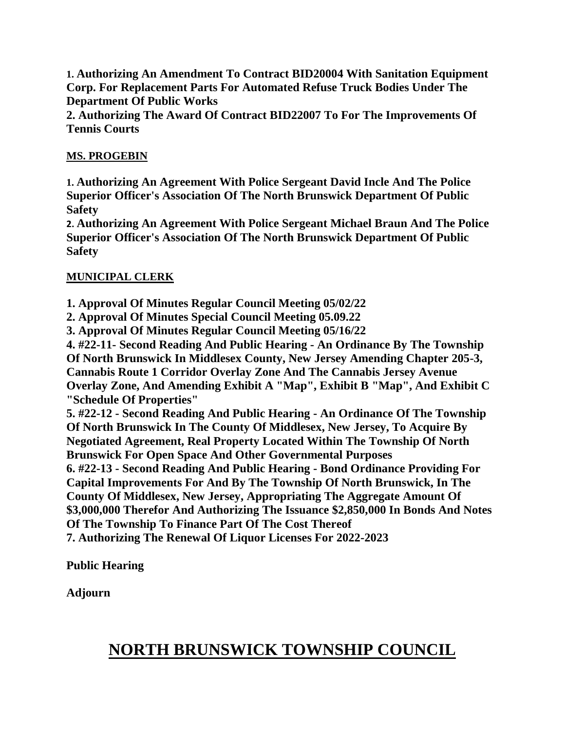**1. Authorizing An Amendment To Contract BID20004 With Sanitation Equipment Corp. For Replacement Parts For Automated Refuse Truck Bodies Under The Department Of Public Works**
**2. Authorizing The Award Of Contract BID22007 To For The Improvements Of Tennis Courts**

**MS. PROGEBIN**

**1. Authorizing An Agreement With Police Sergeant David Incle And The Police Superior Officer's Association Of The North Brunswick Department Of Public Safety**
**2. Authorizing An Agreement With Police Sergeant Michael Braun And The Police Superior Officer's Association Of The North Brunswick Department Of Public Safety**

**MUNICIPAL CLERK**

**1. Approval Of Minutes Regular Council Meeting 05/02/22**
**2. Approval Of Minutes Special Council Meeting 05.09.22**
**3. Approval Of Minutes Regular Council Meeting 05/16/22**
**4. #22-11- Second Reading And Public Hearing - An Ordinance By The Township Of North Brunswick In Middlesex County, New Jersey Amending Chapter 205-3, Cannabis Route 1 Corridor Overlay Zone And The Cannabis Jersey Avenue Overlay Zone, And Amending Exhibit A "Map", Exhibit B "Map", And Exhibit C "Schedule Of Properties"**
**5. #22-12 - Second Reading And Public Hearing - An Ordinance Of The Township Of North Brunswick In The County Of Middlesex, New Jersey, To Acquire By Negotiated Agreement, Real Property Located Within The Township Of North Brunswick For Open Space And Other Governmental Purposes**
**6. #22-13 - Second Reading And Public Hearing - Bond Ordinance Providing For Capital Improvements For And By The Township Of North Brunswick, In The County Of Middlesex, New Jersey, Appropriating The Aggregate Amount Of $3,000,000 Therefor And Authorizing The Issuance $2,850,000 In Bonds And Notes Of The Township To Finance Part Of The Cost Thereof**
**7. Authorizing The Renewal Of Liquor Licenses For 2022-2023**

**Public Hearing**

**Adjourn**

# NORTH BRUNSWICK TOWNSHIP COUNCIL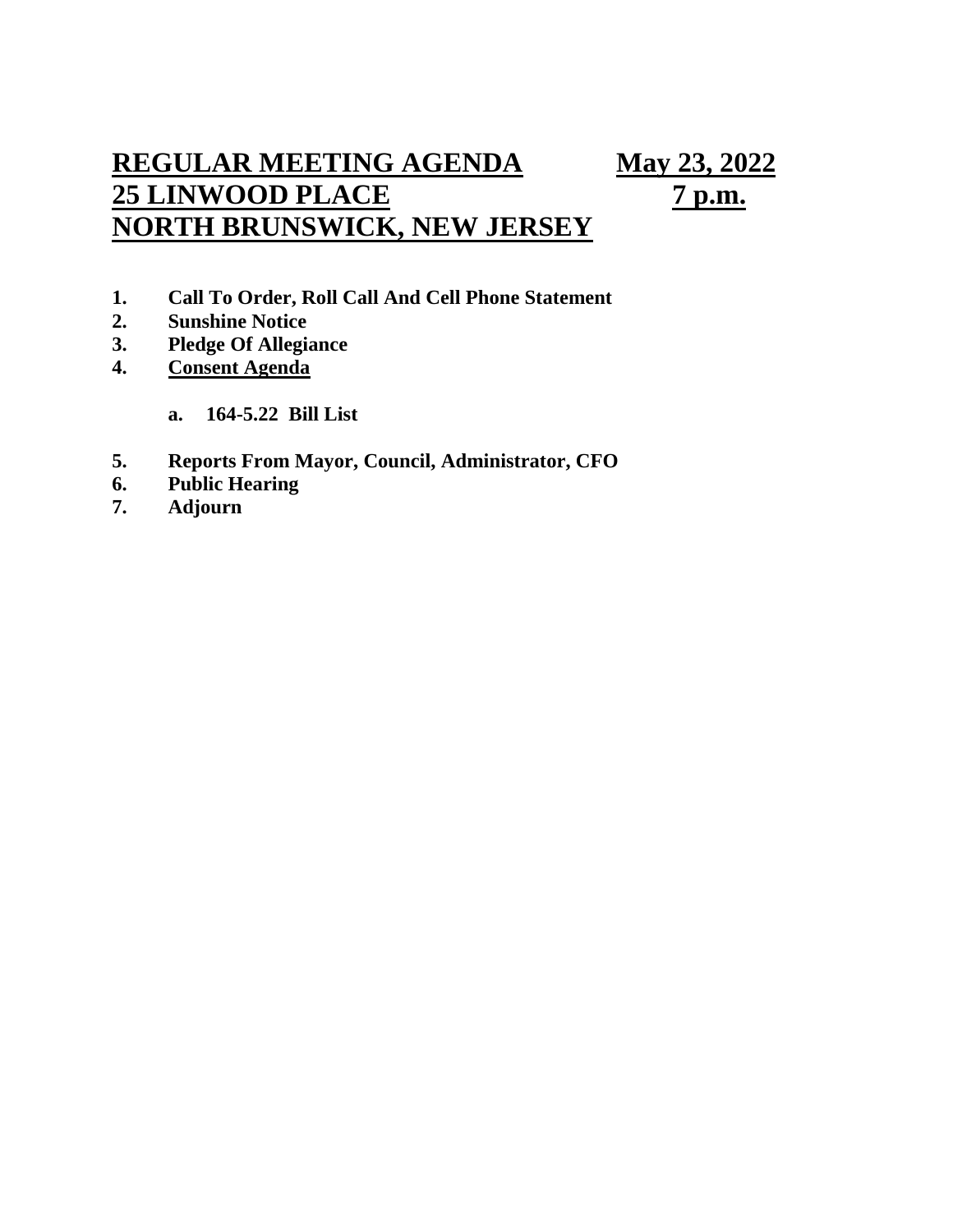# REGULAR MEETING AGENDA May 23, 2022
# 25 LINWOOD PLACE 7 p.m.
# NORTH BRUNSWICK, NEW JERSEY

1. **Call To Order, Roll Call And Cell Phone Statement**
2. **Sunshine Notice**
3. **Pledge Of Allegiance**
4. **Consent Agenda**

   a. **164-5.22 Bill List**

5. **Reports From Mayor, Council, Administrator, CFO**
6. **Public Hearing**
7. **Adjourn**